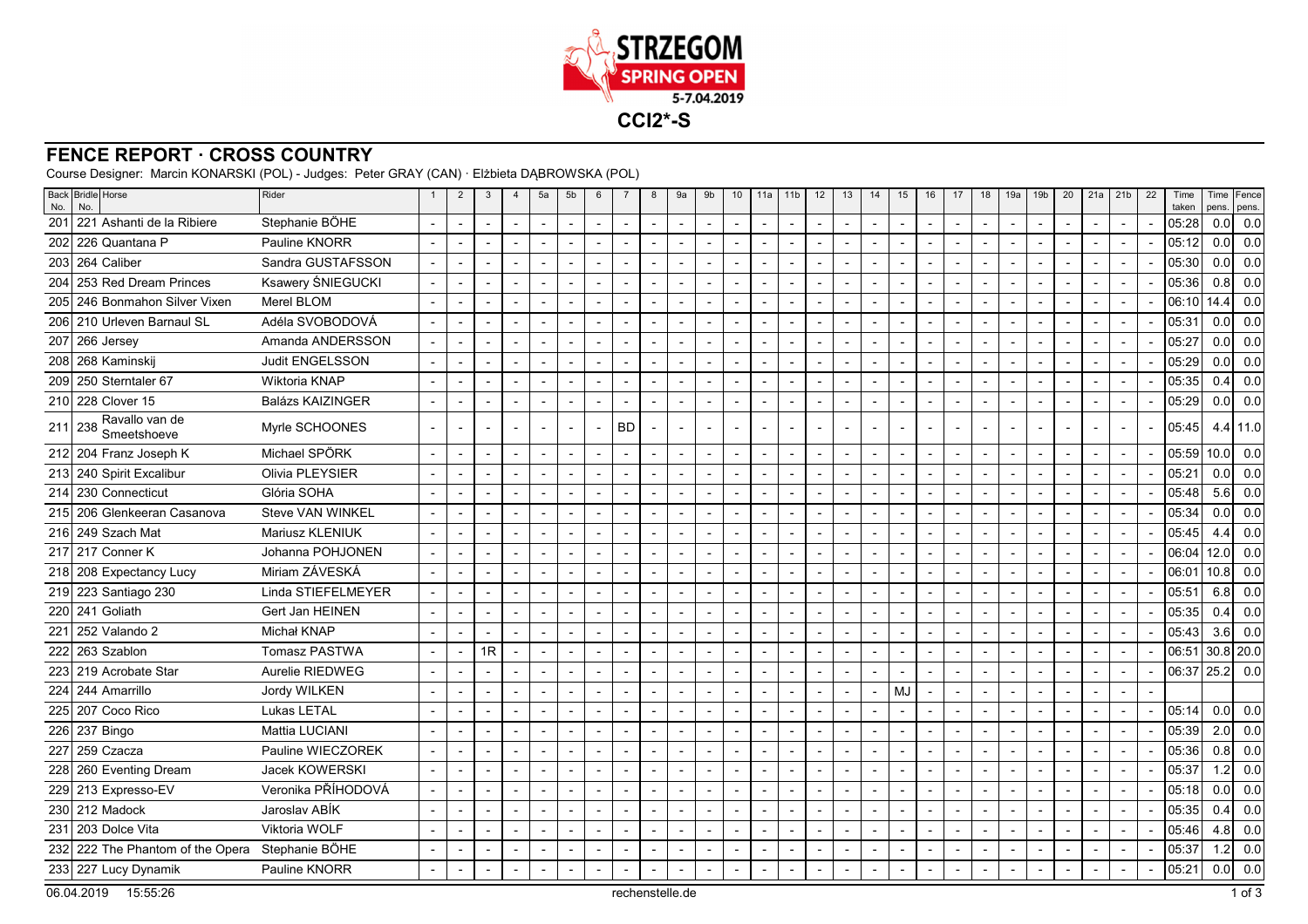# STRZEGOM SPRING OPEN

5-7.04.2019

**CCI2*-S**

## FENCE REPORT · CROSS COUNTRY

Course Designer: Marcin KONARSKI (POL) - Judges: Peter GRAY (CAN) · Elżbieta DĄBROWSKA (POL)

| Back No. | Bridle No. | Horse | Rider | 1 | 2 | 3 | 4 | 5a | 5b | 6 | 7 | 8 | 9a | 9b | 10 | 11a | 11b | 12 | 13 | 14 | 15 | 16 | 17 | 18 | 19a | 19b | 20 | 21a | 21b | 22 | Time taken | Time pens. | Fence pens. |
|---|---|---|---|---|---|---|---|---|---|---|---|---|---|---|---|---|---|---|---|---|---|---|---|---|---|---|---|---|---|---|---|---|---|
| 201 | 221 | Ashanti de la Ribiere | Stephanie BÖHE | - | - | - | - | - | - | - | - | - | - | - | - | - | - | - | - | - | - | - | - | - | - | - | - | - | - | - | 05:28 | 0.0 | 0.0 |
| 202 | 226 | Quantana P | Pauline KNORR | - | - | - | - | - | - | - | - | - | - | - | - | - | - | - | - | - | - | - | - | - | - | - | - | - | - | - | 05:12 | 0.0 | 0.0 |
| 203 | 264 | Caliber | Sandra GUSTAFSSON | - | - | - | - | - | - | - | - | - | - | - | - | - | - | - | - | - | - | - | - | - | - | - | - | - | - | - | 05:30 | 0.0 | 0.0 |
| 204 | 253 | Red Dream Princes | Ksawery ŚNIEGUCKI | - | - | - | - | - | - | - | - | - | - | - | - | - | - | - | - | - | - | - | - | - | - | - | - | - | - | - | 05:36 | 0.8 | 0.0 |
| 205 | 246 | Bonmahon Silver Vixen | Merel BLOM | - | - | - | - | - | - | - | - | - | - | - | - | - | - | - | - | - | - | - | - | - | - | - | - | - | - | - | 06:10 | 14.4 | 0.0 |
| 206 | 210 | Urleven Barnaul SL | Adéla SVOBODOVÁ | - | - | - | - | - | - | - | - | - | - | - | - | - | - | - | - | - | - | - | - | - | - | - | - | - | - | - | 05:31 | 0.0 | 0.0 |
| 207 | 266 | Jersey | Amanda ANDERSSON | - | - | - | - | - | - | - | - | - | - | - | - | - | - | - | - | - | - | - | - | - | - | - | - | - | - | - | 05:27 | 0.0 | 0.0 |
| 208 | 268 | Kaminskij | Judit ENGELSSON | - | - | - | - | - | - | - | - | - | - | - | - | - | - | - | - | - | - | - | - | - | - | - | - | - | - | - | 05:29 | 0.0 | 0.0 |
| 209 | 250 | Sterntaler 67 | Wiktoria KNAP | - | - | - | - | - | - | - | - | - | - | - | - | - | - | - | - | - | - | - | - | - | - | - | - | - | - | - | 05:35 | 0.4 | 0.0 |
| 210 | 228 | Clover 15 | Balázs KAIZINGER | - | - | - | - | - | - | - | - | - | - | - | - | - | - | - | - | - | - | - | - | - | - | - | - | - | - | - | 05:29 | 0.0 | 0.0 |
| 211 | 238 | Ravallo van de Smeetshoeve | Myrle SCHOONES | - | - | - | - | - | - | - | BD | - | - | - | - | - | - | - | - | - | - | - | - | - | - | - | - | - | - | - | 05:45 | 4.4 | 11.0 |
| 212 | 204 | Franz Joseph K | Michael SPÖRK | - | - | - | - | - | - | - | - | - | - | - | - | - | - | - | - | - | - | - | - | - | - | - | - | - | - | - | 05:59 | 10.0 | 0.0 |
| 213 | 240 | Spirit Excalibur | Olivia PLEYSIER | - | - | - | - | - | - | - | - | - | - | - | - | - | - | - | - | - | - | - | - | - | - | - | - | - | - | - | 05:21 | 0.0 | 0.0 |
| 214 | 230 | Connecticut | Glória SOHA | - | - | - | - | - | - | - | - | - | - | - | - | - | - | - | - | - | - | - | - | - | - | - | - | - | - | - | 05:48 | 5.6 | 0.0 |
| 215 | 206 | Glenkeeran Casanova | Steve VAN WINKEL | - | - | - | - | - | - | - | - | - | - | - | - | - | - | - | - | - | - | - | - | - | - | - | - | - | - | - | 05:34 | 0.0 | 0.0 |
| 216 | 249 | Szach Mat | Mariusz KLENIUK | - | - | - | - | - | - | - | - | - | - | - | - | - | - | - | - | - | - | - | - | - | - | - | - | - | - | - | 05:45 | 4.4 | 0.0 |
| 217 | 217 | Conner K | Johanna POHJONEN | - | - | - | - | - | - | - | - | - | - | - | - | - | - | - | - | - | - | - | - | - | - | - | - | - | - | - | 06:04 | 12.0 | 0.0 |
| 218 | 208 | Expectancy Lucy | Miriam ZÁVESKÁ | - | - | - | - | - | - | - | - | - | - | - | - | - | - | - | - | - | - | - | - | - | - | - | - | - | - | - | 06:01 | 10.8 | 0.0 |
| 219 | 223 | Santiago 230 | Linda STIEFELMEYER | - | - | - | - | - | - | - | - | - | - | - | - | - | - | - | - | - | - | - | - | - | - | - | - | - | - | - | 05:51 | 6.8 | 0.0 |
| 220 | 241 | Goliath | Gert Jan HEINEN | - | - | - | - | - | - | - | - | - | - | - | - | - | - | - | - | - | - | - | - | - | - | - | - | - | - | - | 05:35 | 0.4 | 0.0 |
| 221 | 252 | Valando 2 | Michał KNAP | - | - | - | - | - | - | - | - | - | - | - | - | - | - | - | - | - | - | - | - | - | - | - | - | - | - | - | 05:43 | 3.6 | 0.0 |
| 222 | 263 | Szablon | Tomasz PASTWA | - | - | 1R | - | - | - | - | - | - | - | - | - | - | - | - | - | - | - | - | - | - | - | - | - | - | - | - | 06:51 | 30.8 | 20.0 |
| 223 | 219 | Acrobate Star | Aurelie RIEDWEG | - | - | - | - | - | - | - | - | - | - | - | - | - | - | - | - | - | - | - | - | - | - | - | - | - | - | - | 06:37 | 25.2 | 0.0 |
| 224 | 244 | Amarrillo | Jordy WILKEN | - | - | - | - | - | - | - | - | - | - | - | - | - | - | - | - | - | MJ | - | - | - | - | - | - | - | - | - | | | |
| 225 | 207 | Coco Rico | Lukas LETAL | - | - | - | - | - | - | - | - | - | - | - | - | - | - | - | - | - | - | - | - | - | - | - | - | - | - | - | 05:14 | 0.0 | 0.0 |
| 226 | 237 | Bingo | Mattia LUCIANI | - | - | - | - | - | - | - | - | - | - | - | - | - | - | - | - | - | - | - | - | - | - | - | - | - | - | - | 05:39 | 2.0 | 0.0 |
| 227 | 259 | Czacza | Pauline WIECZOREK | - | - | - | - | - | - | - | - | - | - | - | - | - | - | - | - | - | - | - | - | - | - | - | - | - | - | - | 05:36 | 0.8 | 0.0 |
| 228 | 260 | Eventing Dream | Jacek KOWERSKI | - | - | - | - | - | - | - | - | - | - | - | - | - | - | - | - | - | - | - | - | - | - | - | - | - | - | - | 05:37 | 1.2 | 0.0 |
| 229 | 213 | Expresso-EV | Veronika PŘÍHODOVÁ | - | - | - | - | - | - | - | - | - | - | - | - | - | - | - | - | - | - | - | - | - | - | - | - | - | - | - | 05:18 | 0.0 | 0.0 |
| 230 | 212 | Madock | Jaroslav ABÍK | - | - | - | - | - | - | - | - | - | - | - | - | - | - | - | - | - | - | - | - | - | - | - | - | - | - | - | 05:35 | 0.4 | 0.0 |
| 231 | 203 | Dolce Vita | Viktoria WOLF | - | - | - | - | - | - | - | - | - | - | - | - | - | - | - | - | - | - | - | - | - | - | - | - | - | - | - | 05:46 | 4.8 | 0.0 |
| 232 | 222 | The Phantom of the Opera | Stephanie BÖHE | - | - | - | - | - | - | - | - | - | - | - | - | - | - | - | - | - | - | - | - | - | - | - | - | - | - | - | 05:37 | 1.2 | 0.0 |
| 233 | 227 | Lucy Dynamik | Pauline KNORR | - | - | - | - | - | - | - | - | - | - | - | - | - | - | - | - | - | - | - | - | - | - | - | - | - | - | - | 05:21 | 0.0 | 0.0 |

06.04.2019 15:55:26 rechenstelle.de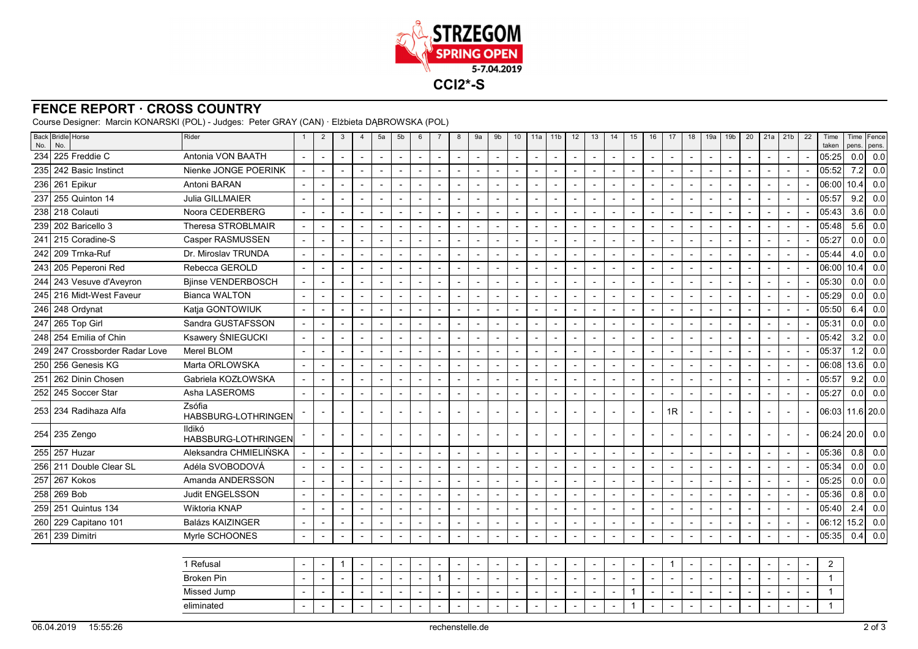STRZEGOM
SPRING OPEN
5-7.04.2019

**CCI2*-S**

## FENCE REPORT · CROSS COUNTRY

Course Designer: Marcin KONARSKI (POL) - Judges: Peter GRAY (CAN) · Elżbieta DĄBROWSKA (POL)

| Back No. | Bridle No. | Horse | Rider | 1 | 2 | 3 | 4 | 5a | 5b | 6 | 7 | 8 | 9a | 9b | 10 | 11a | 11b | 12 | 13 | 14 | 15 | 16 | 17 | 18 | 19a | 19b | 20 | 21a | 21b | 22 | Time taken | Time pens. | Fence pens. |
|---|---|---|---|---|---|---|---|---|---|---|---|---|---|---|---|---|---|---|---|---|---|---|---|---|---|---|---|---|---|---|---|---|---|
| 234 | 225 | Freddie C | Antonia VON BAATH | - | - | - | - | - | - | - | - | - | - | - | - | - | - | - | - | - | - | - | - | - | - | - | - | - | - | - | 05:25 | 0.0 | 0.0 |
| 235 | 242 | Basic Instinct | Nienke JONGE POERINK | - | - | - | - | - | - | - | - | - | - | - | - | - | - | - | - | - | - | - | - | - | - | - | - | - | - | - | 05:52 | 7.2 | 0.0 |
| 236 | 261 | Epikur | Antoni BARAN | - | - | - | - | - | - | - | - | - | - | - | - | - | - | - | - | - | - | - | - | - | - | - | - | - | - | - | 06:00 | 10.4 | 0.0 |
| 237 | 255 | Quinton 14 | Julia GILLMAIER | - | - | - | - | - | - | - | - | - | - | - | - | - | - | - | - | - | - | - | - | - | - | - | - | - | - | - | 05:57 | 9.2 | 0.0 |
| 238 | 218 | Colauti | Noora CEDERBERG | - | - | - | - | - | - | - | - | - | - | - | - | - | - | - | - | - | - | - | - | - | - | - | - | - | - | - | 05:43 | 3.6 | 0.0 |
| 239 | 202 | Baricello 3 | Theresa STROBLMAIR | - | - | - | - | - | - | - | - | - | - | - | - | - | - | - | - | - | - | - | - | - | - | - | - | - | - | - | 05:48 | 5.6 | 0.0 |
| 241 | 215 | Coradine-S | Casper RASMUSSEN | - | - | - | - | - | - | - | - | - | - | - | - | - | - | - | - | - | - | - | - | - | - | - | - | - | - | - | 05:27 | 0.0 | 0.0 |
| 242 | 209 | Trnka-Ruf | Dr. Miroslav TRUNDA | - | - | - | - | - | - | - | - | - | - | - | - | - | - | - | - | - | - | - | - | - | - | - | - | - | - | - | 05:44 | 4.0 | 0.0 |
| 243 | 205 | Peperoni Red | Rebecca GEROLD | - | - | - | - | - | - | - | - | - | - | - | - | - | - | - | - | - | - | - | - | - | - | - | - | - | - | - | 06:00 | 10.4 | 0.0 |
| 244 | 243 | Vesuve d'Aveyron | Bjinse VENDERBOSCH | - | - | - | - | - | - | - | - | - | - | - | - | - | - | - | - | - | - | - | - | - | - | - | - | - | - | - | 05:30 | 0.0 | 0.0 |
| 245 | 216 | Midt-West Faveur | Bianca WALTON | - | - | - | - | - | - | - | - | - | - | - | - | - | - | - | - | - | - | - | - | - | - | - | - | - | - | - | 05:29 | 0.0 | 0.0 |
| 246 | 248 | Ordynat | Katja GONTOWIUK | - | - | - | - | - | - | - | - | - | - | - | - | - | - | - | - | - | - | - | - | - | - | - | - | - | - | - | 05:50 | 6.4 | 0.0 |
| 247 | 265 | Top Girl | Sandra GUSTAFSSON | - | - | - | - | - | - | - | - | - | - | - | - | - | - | - | - | - | - | - | - | - | - | - | - | - | - | - | 05:31 | 0.0 | 0.0 |
| 248 | 254 | Emilia of Chin | Ksawery ŚNIEGUCKI | - | - | - | - | - | - | - | - | - | - | - | - | - | - | - | - | - | - | - | - | - | - | - | - | - | - | - | 05:42 | 3.2 | 0.0 |
| 249 | 247 | Crossborder Radar Love | Merel BLOM | - | - | - | - | - | - | - | - | - | - | - | - | - | - | - | - | - | - | - | - | - | - | - | - | - | - | - | 05:37 | 1.2 | 0.0 |
| 250 | 256 | Genesis KG | Marta ORLOWSKA | - | - | - | - | - | - | - | - | - | - | - | - | - | - | - | - | - | - | - | - | - | - | - | - | - | - | - | 06:08 | 13.6 | 0.0 |
| 251 | 262 | Dinin Chosen | Gabriela KOZŁOWSKA | - | - | - | - | - | - | - | - | - | - | - | - | - | - | - | - | - | - | - | - | - | - | - | - | - | - | - | 05:57 | 9.2 | 0.0 |
| 252 | 245 | Soccer Star | Asha LASEROMS | - | - | - | - | - | - | - | - | - | - | - | - | - | - | - | - | - | - | - | - | - | - | - | - | - | - | - | 05:27 | 0.0 | 0.0 |
| 253 | 234 | Radihaza Alfa | Zsófia HABSBURG-LOTHRINGEN | - | - | - | - | - | - | - | - | - | - | - | - | - | - | - | - | - | - | - | 1R | - | - | - | - | - | - | - | 06:03 | 11.6 | 20.0 |
| 254 | 235 | Zengo | Ildikó HABSBURG-LOTHRINGEN | - | - | - | - | - | - | - | - | - | - | - | - | - | - | - | - | - | - | - | - | - | - | - | - | - | - | - | 06:24 | 20.0 | 0.0 |
| 255 | 257 | Huzar | Aleksandra CHMIELIŃSKA | - | - | - | - | - | - | - | - | - | - | - | - | - | - | - | - | - | - | - | - | - | - | - | - | - | - | - | 05:36 | 0.8 | 0.0 |
| 256 | 211 | Double Clear SL | Adéla SVOBODOVÁ | - | - | - | - | - | - | - | - | - | - | - | - | - | - | - | - | - | - | - | - | - | - | - | - | - | - | - | 05:34 | 0.0 | 0.0 |
| 257 | 267 | Kokos | Amanda ANDERSSON | - | - | - | - | - | - | - | - | - | - | - | - | - | - | - | - | - | - | - | - | - | - | - | - | - | - | - | 05:25 | 0.0 | 0.0 |
| 258 | 269 | Bob | Judit ENGELSSON | - | - | - | - | - | - | - | - | - | - | - | - | - | - | - | - | - | - | - | - | - | - | - | - | - | - | - | 05:36 | 0.8 | 0.0 |
| 259 | 251 | Quintus 134 | Wiktoria KNAP | - | - | - | - | - | - | - | - | - | - | - | - | - | - | - | - | - | - | - | - | - | - | - | - | - | - | - | 05:40 | 2.4 | 0.0 |
| 260 | 229 | Capitano 101 | Balázs KAIZINGER | - | - | - | - | - | - | - | - | - | - | - | - | - | - | - | - | - | - | - | - | - | - | - | - | - | - | - | 06:12 | 15.2 | 0.0 |
| 261 | 239 | Dimitri | Myrle SCHOONES | - | - | - | - | - | - | - | - | - | - | - | - | - | - | - | - | - | - | - | - | - | - | - | - | - | - | - | 05:35 | 0.4 | 0.0 |

| | 1 | 2 | 3 | 4 | 5a | 5b | 6 | 7 | 8 | 9a | 9b | 10 | 11a | 11b | 12 | 13 | 14 | 15 | 16 | 17 | 18 | 19a | 19b | 20 | 21a | 21b | 22 | Total |
|---|---|---|---|---|---|---|---|---|---|---|---|---|---|---|---|---|---|---|---|---|---|---|---|---|---|---|---|---|
| 1 Refusal | - | - | 1 | - | - | - | - | - | - | - | - | - | - | - | - | - | - | - | - | 1 | - | - | - | - | - | - | - | 2 |
| Broken Pin | - | - | - | - | - | - | - | 1 | - | - | - | - | - | - | - | - | - | - | - | - | - | - | - | - | - | - | - | 1 |
| Missed Jump | - | - | - | - | - | - | - | - | - | - | - | - | - | - | - | - | - | 1 | - | - | - | - | - | - | - | - | - | 1 |
| eliminated | - | - | - | - | - | - | - | - | - | - | - | - | - | - | - | - | - | 1 | - | - | - | - | - | - | - | - | - | 1 |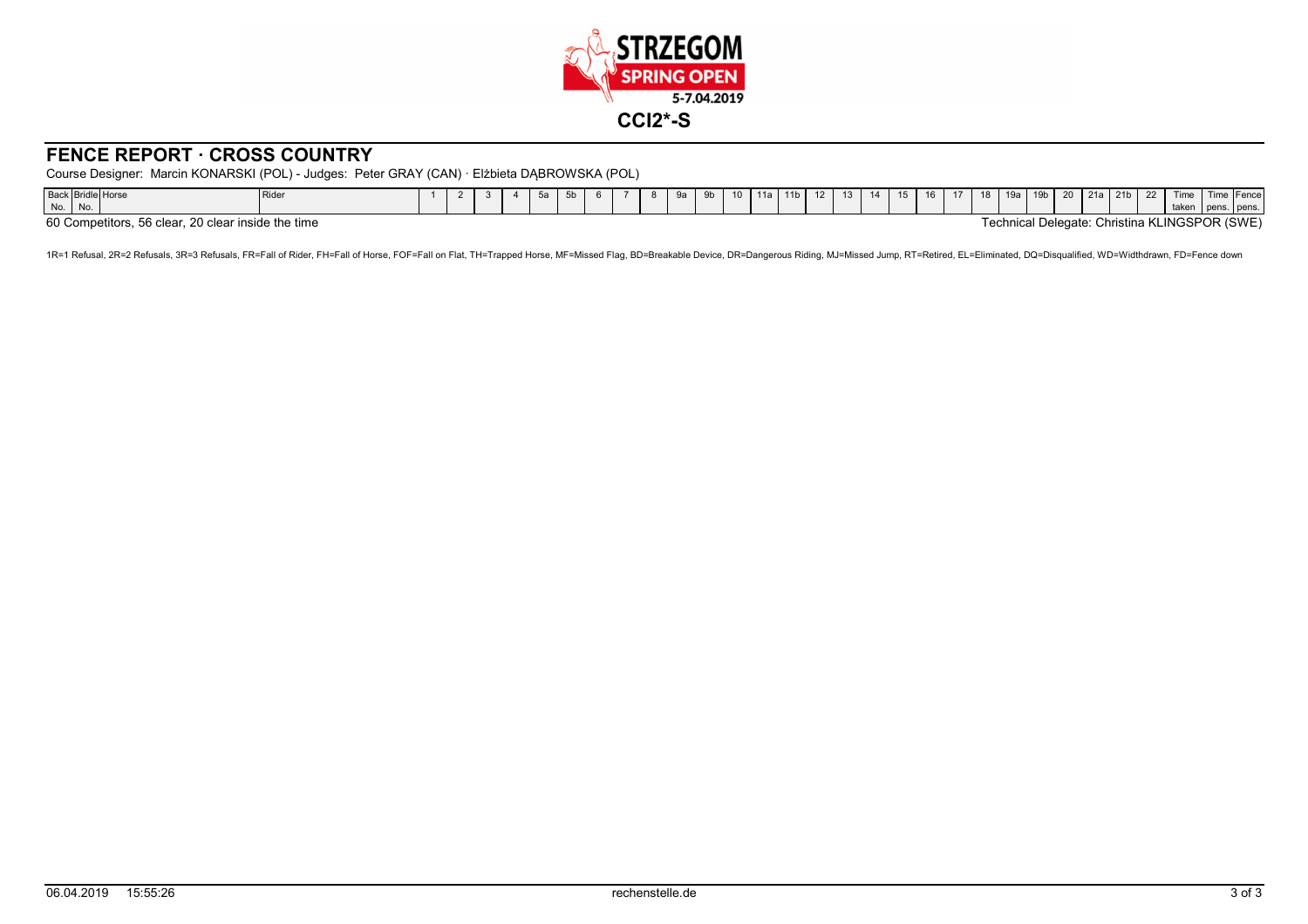STRZEGOM SPRING OPEN 5-7.04.2019

CCI2*-S

## FENCE REPORT · CROSS COUNTRY

Course Designer: Marcin KONARSKI (POL) - Judges: Peter GRAY (CAN) · Elżbieta DĄBROWSKA (POL)

| Back No. | Bridle No. | Horse | Rider | 1 | 2 | 3 | 4 | 5a | 5b | 6 | 7 | 8 | 9a | 9b | 10 | 11a | 11b | 12 | 13 | 14 | 15 | 16 | 17 | 18 | 19a | 19b | 20 | 21a | 21b | 22 | Time taken | Time pens. | Fence pens. |
|---|---|---|---|---|---|---|---|---|---|---|---|---|---|---|---|---|---|---|---|---|---|---|---|---|---|---|---|---|---|---|---|---|---|

60 Competitors, 56 clear, 20 clear inside the time

Technical Delegate: Christina KLINGSPOR (SWE)

1R=1 Refusal, 2R=2 Refusals, 3R=3 Refusals, FR=Fall of Rider, FH=Fall of Horse, FOF=Fall on Flat, TH=Trapped Horse, MF=Missed Flag, BD=Breakable Device, DR=Dangerous Riding, MJ=Missed Jump, RT=Retired, EL=Eliminated, DQ=Disqualified, WD=Widthdrawn, FD=Fence down

06.04.2019 15:55:26

rechenstelle.de